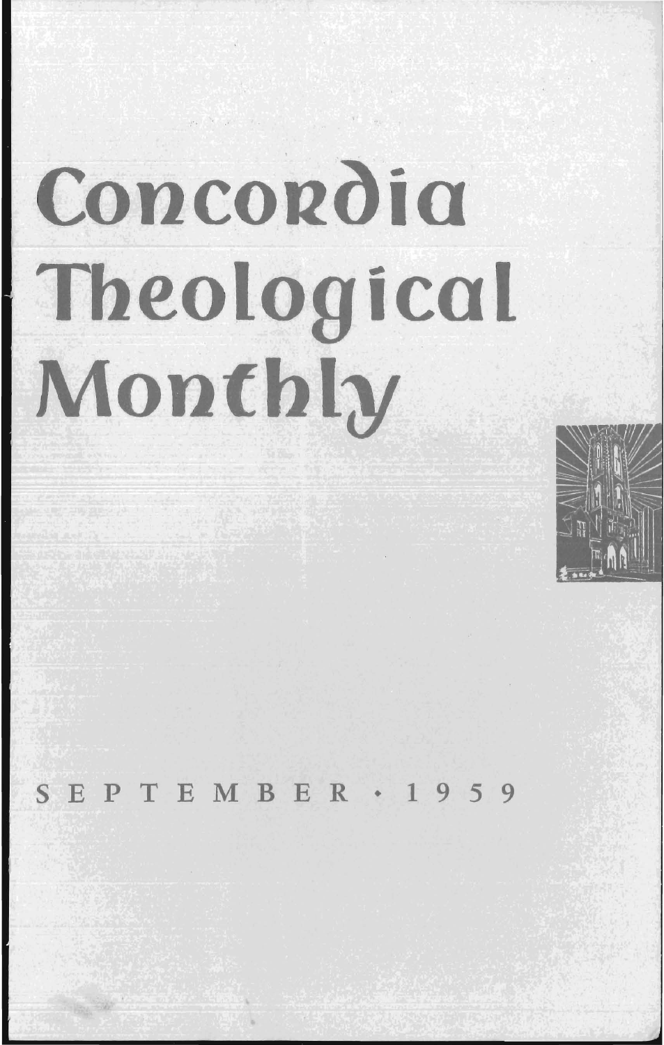# Concordia Theological Monthly

SEPTEMBER • 1959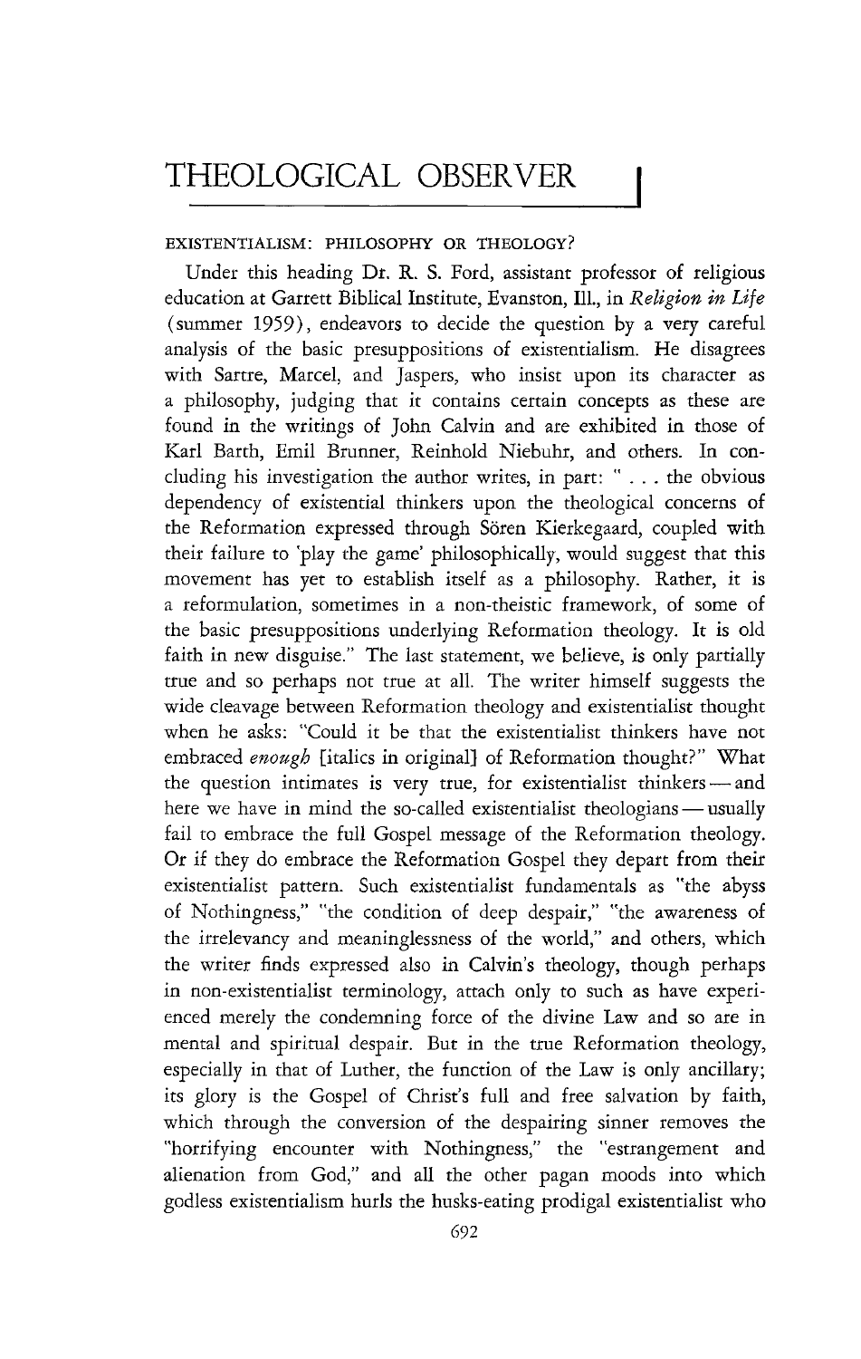# THEOLOGICAL OBSERVER

## EXISTENTIALISM: PHILOSOPHY OR THEOLOGY?

Under this heading Dr. R. S. Ford, assistant professor of religious education at Garrett Biblical Institute, Evanston, Ill., in *Religion in Life* (summer 1959), endeavors to decide the question by a very careful analysis of the basic presuppositions of existentialism. He disagrees with Sartre, Marcel, and Jaspers, who insist upon its character as a philosophy, judging that it contains certain concepts as these are found in the writings of John Calvin and are exhibited in those of Karl Barth, Emil Brunner, Reinhold Niebuhr, and others. In concluding his investigation the author writes, in part: " . . . the obvious dependency of existential thinkers upon the theological concerns of the Reformation expressed through Sören Kierkegaard, coupled with their failure to 'play the game' philosophically, would suggest that this movement has yet to establish itself as a philosophy. Rather, it is a reformulation, sometimes in a non-theistic framework, of some of the basic presuppositions underlying Reformation theology. It is old faith in new disguise." The last statement, we believe, is only partially true and so perhaps not true at all. The writer himself suggests the wide cleavage between Reformation theology and existentialist thought when he asks: "Could it be that the existentialist thinkers have not embraced *enough* [italics in original] of Reformation thought?" What the question intimates is very true, for existentialist thinkers — and here we have in mind the so-called existentialist theologians — usually fail to embrace the full Gospel message of the Reformation theology. Or if they do embrace the Reformation Gospel they depart from their existentialist pattern. Such existentialist fundamentals as "the abyss of Nothingness," "the condition of deep despair," "the awareness of the irrelevancy and meaninglessness of the world," and others, which the writer finds expressed also in Calvin's theology, though perhaps in non-existentialist terminology, attach only to such as have experienced merely the condemning force of the divine Law and so are in mental and spiritual despair. But in the true Reformation theology, especially in that of Luther, the function of the Law is only ancillary; its glory is the Gospel of Christ's full and free salvation by faith, which through the conversion of the despairing sinner removes the "horrifying encounter with Nothingness," the "estrangement and alienation from God," and all the other pagan moods into which godless existentialism hurls the husks-eating prodigal existentialist who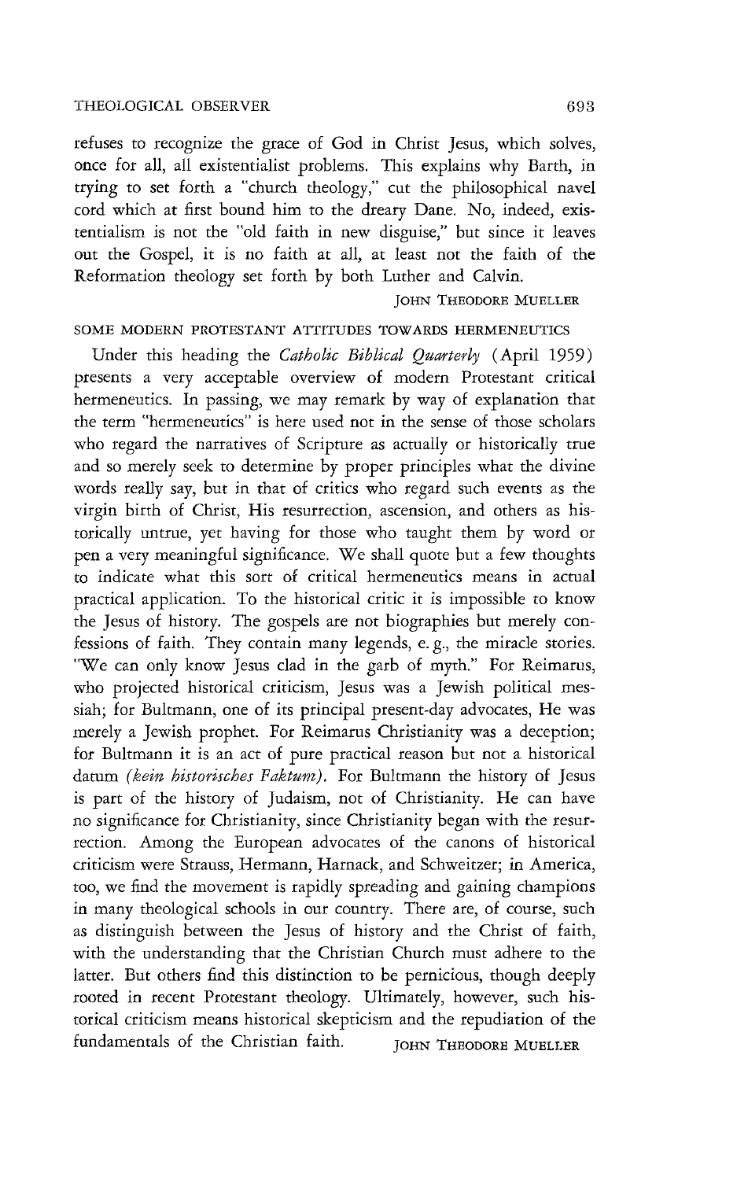refuses to recognize the grace of God in Christ Jesus, which solves, once for all, all existentialist problems. This explains why Barth, in trying to set forth a "church theology," cut the philosophical navel cord which at first bound him to the dreary Dane. No, indeed, existentialism is not the "old faith in new disguise," but since it leaves out the Gospel, it is no faith at all, at least not the faith of the Reformation theology set forth by both Luther and Calvin.

JOHN THEODORE MUELLER

## SOME MODERN PROTESTANT ATTITUDES TOWARDS HERMENEUTICS

Under this heading the *Catholic Biblical Quarterly* (April 1959) presents a very acceptable overview of modern Protestant critical hermeneutics. In passing, we may remark by way of explanation that the term "hermeneutics" is here used not in the sense of those scholars who regard the narratives of Scripture as actually or historically true and so merely seek to determine by proper principles what the divine words really say, but in that of critics who regard such events as the virgin birth of Christ, His resurrection, ascension, and others as historically untrue, yet having for those who taught them by word or pen a very meaningful significance. We shall quote but a few thoughts to indicate what this sort of critical hermeneutics means in actual practical application. To the historical critic it is impossible to know the Jesus of history. The gospels are not biographies but merely confessions of faith. They contain many legends, e. g., the miracle stories. "We can only know Jesus clad in the garb of myth." For Reimarus, who projected historical criticism, Jesus was a Jewish political messiah; for Bultmann, one of its principal present-day advocates, He was merely a Jewish prophet. For Reimarus Christianity was a deception; for Bultmann it is an act of pure practical reason but not a historical datum *(kein historisches Faktum)*. For Bultmann the history of Jesus is part of the history of Judaism, not of Christianity. He can have no significance for Christianity, since Christianity began with the resurrection. Among the European advocates of the canons of historical criticism were Strauss, Hermann, Harnack, and Schweitzer; in America, too, we find the movement is rapidly spreading and gaining champions in many theological schools in our country. There are, of course, such as distinguish between the Jesus of history and the Christ of faith, with the understanding that the Christian Church must adhere to the latter. But others find this distinction to be pernicious, though deeply rooted in recent Protestant theology. Ultimately, however, such historical criticism means historical skepticism and the repudiation of the fundamentals of the Christian faith.

JOHN THEODORE MUELLER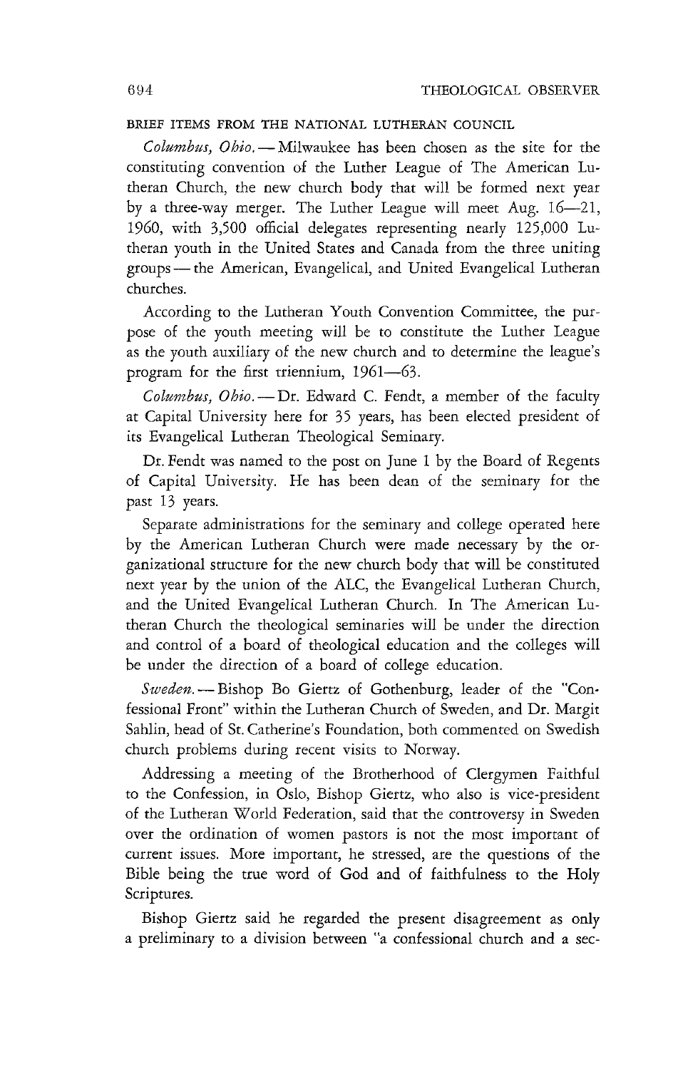BRIEF ITEMS FROM THE NATIONAL LUTHERAN COUNCIL

*Columbus, Ohio.* — Milwaukee has been chosen as the site for the constituting convention of the Luther League of The American Lutheran Church, the new church body that will be formed next year by a three-way merger. The Luther League will meet Aug. 16—21, 1960, with 3,500 official delegates representing nearly 125,000 Lutheran youth in the United States and Canada from the three uniting groups — the American, Evangelical, and United Evangelical Lutheran churches.

According to the Lutheran Youth Convention Committee, the purpose of the youth meeting will be to constitute the Luther League as the youth auxiliary of the new church and to determine the league's program for the first triennium, 1961—63.

*Columbus, Ohio.* — Dr. Edward C. Fendt, a member of the faculty at Capital University here for 35 years, has been elected president of its Evangelical Lutheran Theological Seminary.

Dr. Fendt was named to the post on June 1 by the Board of Regents of Capital University. He has been dean of the seminary for the past 13 years.

Separate administrations for the seminary and college operated here by the American Lutheran Church were made necessary by the organizational structure for the new church body that will be constituted next year by the union of the ALC, the Evangelical Lutheran Church, and the United Evangelical Lutheran Church. In The American Lutheran Church the theological seminaries will be under the direction and control of a board of theological education and the colleges will be under the direction of a board of college education.

*Sweden.* — Bishop Bo Giertz of Gothenburg, leader of the "Confessional Front" within the Lutheran Church of Sweden, and Dr. Margit Sahlin, head of St. Catherine's Foundation, both commented on Swedish church problems during recent visits to Norway.

Addressing a meeting of the Brotherhood of Clergymen Faithful to the Confession, in Oslo, Bishop Giertz, who also is vice-president of the Lutheran World Federation, said that the controversy in Sweden over the ordination of women pastors is not the most important of current issues. More important, he stressed, are the questions of the Bible being the true word of God and of faithfulness to the Holy Scriptures.

Bishop Giertz said he regarded the present disagreement as only a preliminary to a division between "a confessional church and a sec-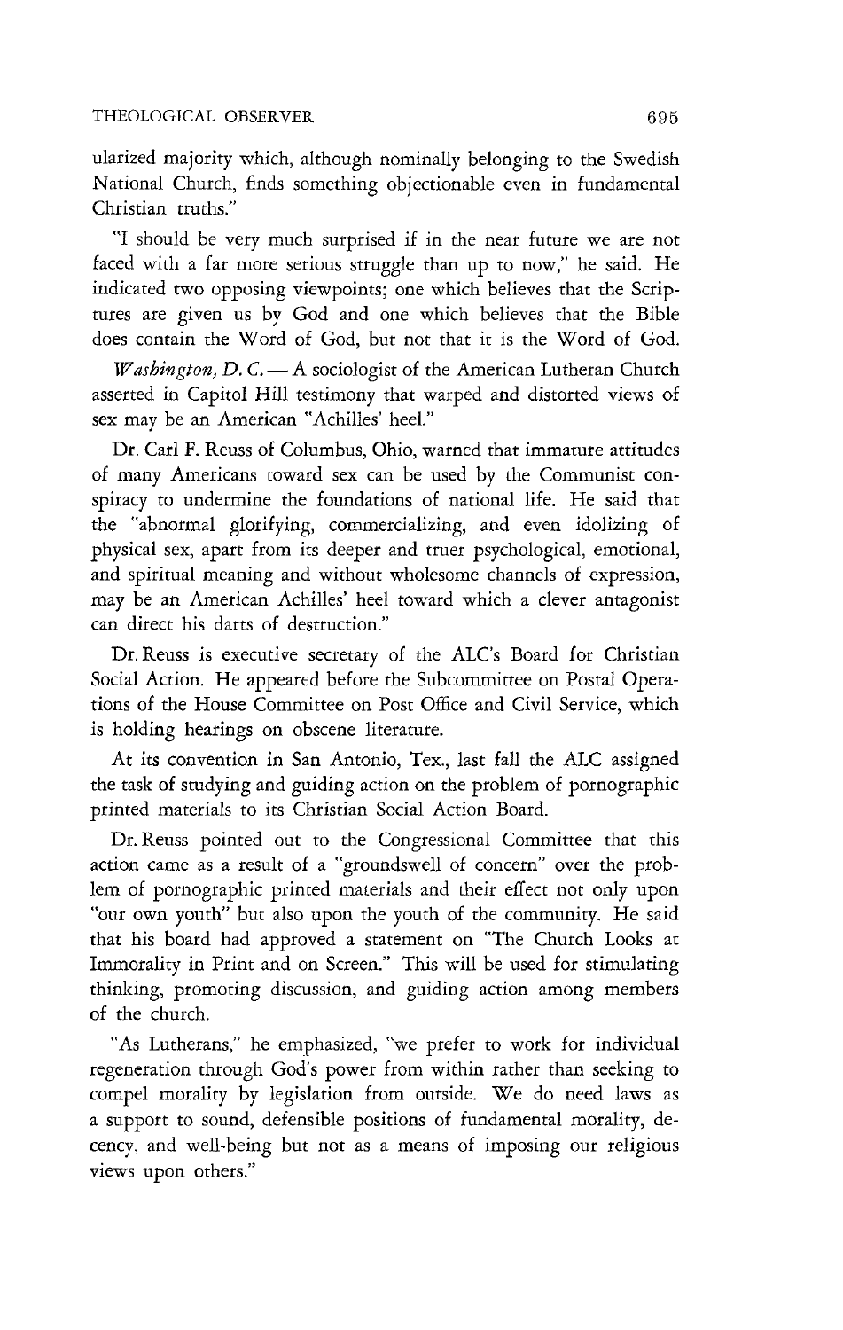ularized majority which, although nominally belonging to the Swedish National Church, finds something objectionable even in fundamental Christian truths."

"I should be very much surprised if in the near future we are not faced with a far more serious struggle than up to now," he said. He indicated two opposing viewpoints; one which believes that the Scriptures are given us by God and one which believes that the Bible does contain the Word of God, but not that it is the Word of God.

*Washington, D. C.* — A sociologist of the American Lutheran Church asserted in Capitol Hill testimony that warped and distorted views of sex may be an American "Achilles' heel."

Dr. Carl F. Reuss of Columbus, Ohio, warned that immature attitudes of many Americans toward sex can be used by the Communist conspiracy to undermine the foundations of national life. He said that the "abnormal glorifying, commercializing, and even idolizing of physical sex, apart from its deeper and truer psychological, emotional, and spiritual meaning and without wholesome channels of expression, may be an American Achilles' heel toward which a clever antagonist can direct his darts of destruction."

Dr. Reuss is executive secretary of the ALC's Board for Christian Social Action. He appeared before the Subcommittee on Postal Operations of the House Committee on Post Office and Civil Service, which is holding hearings on obscene literature.

At its convention in San Antonio, Tex., last fall the ALC assigned the task of studying and guiding action on the problem of pornographic printed materials to its Christian Social Action Board.

Dr. Reuss pointed out to the Congressional Committee that this action came as a result of a "groundswell of concern" over the problem of pornographic printed materials and their effect not only upon "our own youth" but also upon the youth of the community. He said that his board had approved a statement on "The Church Looks at Immorality in Print and on Screen." This will be used for stimulating thinking, promoting discussion, and guiding action among members of the church.

"As Lutherans," he emphasized, "we prefer to work for individual regeneration through God's power from within rather than seeking to compel morality by legislation from outside. We do need laws as a support to sound, defensible positions of fundamental morality, decency, and well-being but not as a means of imposing our religious views upon others."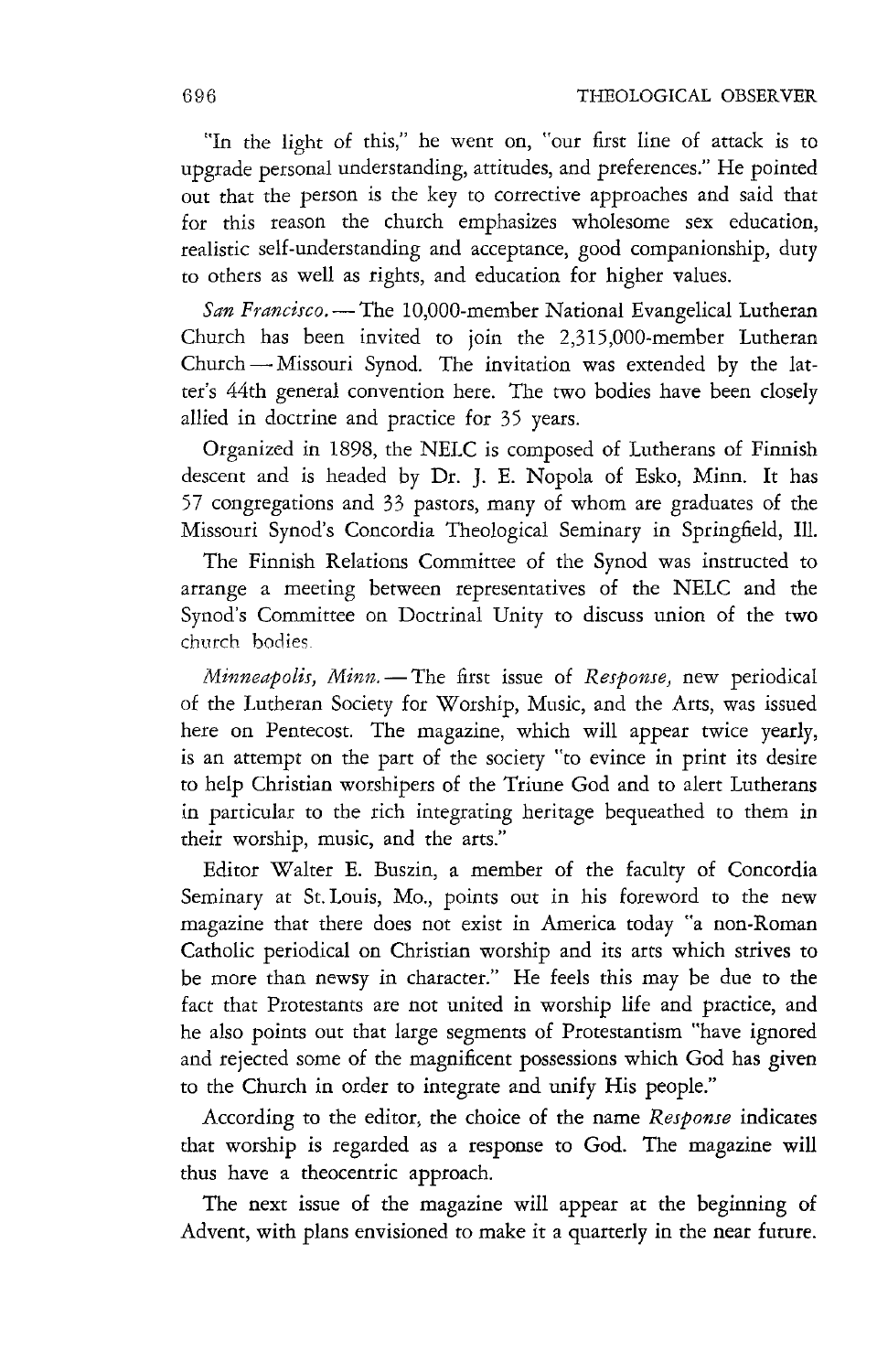"In the light of this," he went on, "our first line of attack is to upgrade personal understanding, attitudes, and preferences." He pointed out that the person is the key to corrective approaches and said that for this reason the church emphasizes wholesome sex education, realistic self-understanding and acceptance, good companionship, duty to others as well as rights, and education for higher values.

*San Francisco.* — The 10,000-member National Evangelical Lutheran Church has been invited to join the 2,315,000-member Lutheran Church — Missouri Synod. The invitation was extended by the latter's 44th general convention here. The two bodies have been closely allied in doctrine and practice for 35 years.

Organized in 1898, the NELC is composed of Lutherans of Finnish descent and is headed by Dr. J. E. Nopola of Esko, Minn. It has 57 congregations and 33 pastors, many of whom are graduates of the Missouri Synod's Concordia Theological Seminary in Springfield, Ill.

The Finnish Relations Committee of the Synod was instructed to arrange a meeting between representatives of the NELC and the Synod's Committee on Doctrinal Unity to discuss union of the two church bodies.

*Minneapolis, Minn.* — The first issue of *Response,* new periodical of the Lutheran Society for Worship, Music, and the Arts, was issued here on Pentecost. The magazine, which will appear twice yearly, is an attempt on the part of the society "to evince in print its desire to help Christian worshipers of the Triune God and to alert Lutherans in particular to the rich integrating heritage bequeathed to them in their worship, music, and the arts."

Editor Walter E. Buszin, a member of the faculty of Concordia Seminary at St. Louis, Mo., points out in his foreword to the new magazine that there does not exist in America today "a non-Roman Catholic periodical on Christian worship and its arts which strives to be more than newsy in character." He feels this may be due to the fact that Protestants are not united in worship life and practice, and he also points out that large segments of Protestantism "have ignored and rejected some of the magnificent possessions which God has given to the Church in order to integrate and unify His people."

According to the editor, the choice of the name *Response* indicates that worship is regarded as a response to God. The magazine will thus have a theocentric approach.

The next issue of the magazine will appear at the beginning of Advent, with plans envisioned to make it a quarterly in the near future.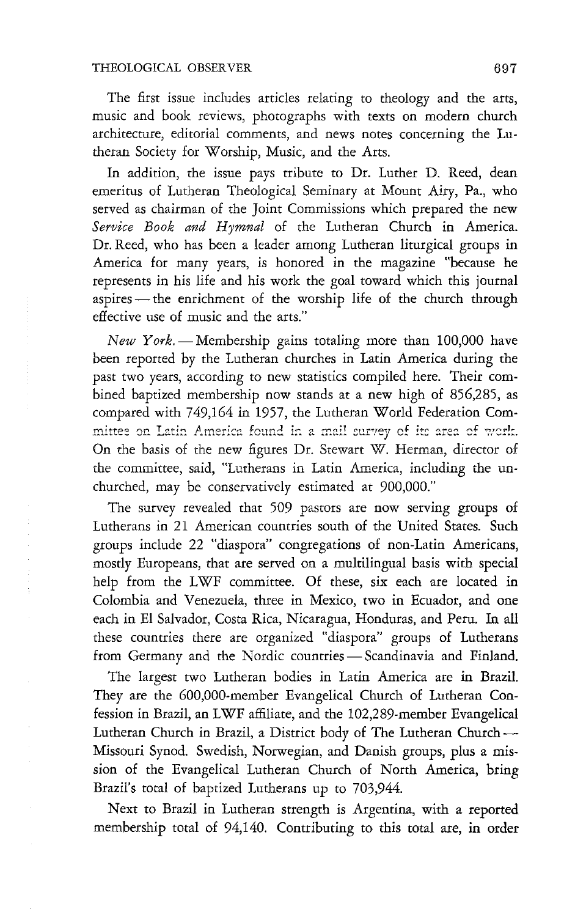The first issue includes articles relating to theology and the arts, music and book reviews, photographs with texts on modern church architecture, editorial comments, and news notes concerning the Lutheran Society for Worship, Music, and the Arts.

In addition, the issue pays tribute to Dr. Luther D. Reed, dean emeritus of Lutheran Theological Seminary at Mount Airy, Pa., who served as chairman of the Joint Commissions which prepared the new *Service Book and Hymnal* of the Lutheran Church in America. Dr. Reed, who has been a leader among Lutheran liturgical groups in America for many years, is honored in the magazine "because he represents in his life and his work the goal toward which this journal aspires — the enrichment of the worship life of the church through effective use of music and the arts."

*New York.* — Membership gains totaling more than 100,000 have been reported by the Lutheran churches in Latin America during the past two years, according to new statistics compiled here. Their combined baptized membership now stands at a new high of 856,285, as compared with 749,164 in 1957, the Lutheran World Federation Committee on Latin America found in a mail survey of its area of work. On the basis of the new figures Dr. Stewart W. Herman, director of the committee, said, "Lutherans in Latin America, including the unchurched, may be conservatively estimated at 900,000."

The survey revealed that 509 pastors are now serving groups of Lutherans in 21 American countries south of the United States. Such groups include 22 "diaspora" congregations of non-Latin Americans, mostly Europeans, that are served on a multilingual basis with special help from the LWF committee. Of these, six each are located in Colombia and Venezuela, three in Mexico, two in Ecuador, and one each in El Salvador, Costa Rica, Nicaragua, Honduras, and Peru. In all these countries there are organized "diaspora" groups of Lutherans from Germany and the Nordic countries — Scandinavia and Finland.

The largest two Lutheran bodies in Latin America are in Brazil. They are the 600,000-member Evangelical Church of Lutheran Confession in Brazil, an LWF affiliate, and the 102,289-member Evangelical Lutheran Church in Brazil, a District body of The Lutheran Church — Missouri Synod. Swedish, Norwegian, and Danish groups, plus a mission of the Evangelical Lutheran Church of North America, bring Brazil's total of baptized Lutherans up to 703,944.

Next to Brazil in Lutheran strength is Argentina, with a reported membership total of 94,140. Contributing to this total are, in order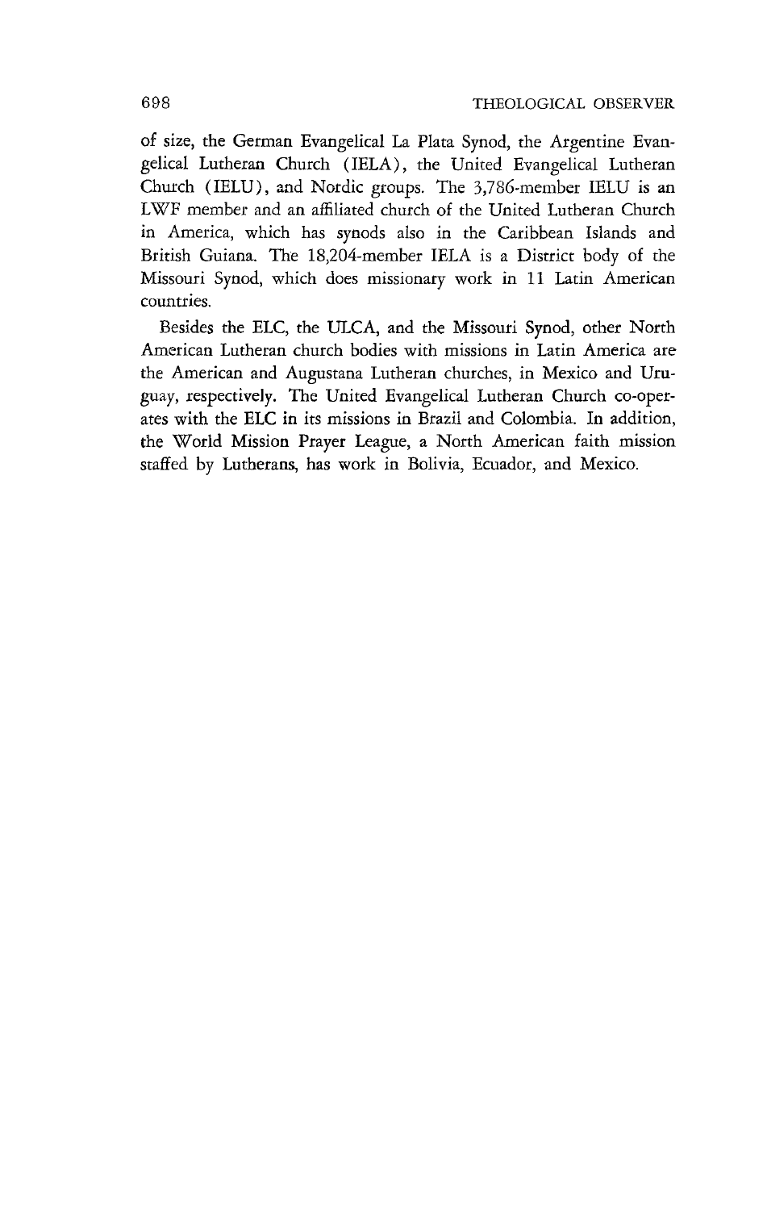of size, the German Evangelical La Plata Synod, the Argentine Evangelical Lutheran Church (IELA), the United Evangelical Lutheran Church (IELU), and Nordic groups. The 3,786-member IELU is an LWF member and an affiliated church of the United Lutheran Church in America, which has synods also in the Caribbean Islands and British Guiana. The 18,204-member IELA is a District body of the Missouri Synod, which does missionary work in 11 Latin American countries.

Besides the ELC, the ULCA, and the Missouri Synod, other North American Lutheran church bodies with missions in Latin America are the American and Augustana Lutheran churches, in Mexico and Uruguay, respectively. The United Evangelical Lutheran Church co-operates with the ELC in its missions in Brazil and Colombia. In addition, the World Mission Prayer League, a North American faith mission staffed by Lutherans, has work in Bolivia, Ecuador, and Mexico.